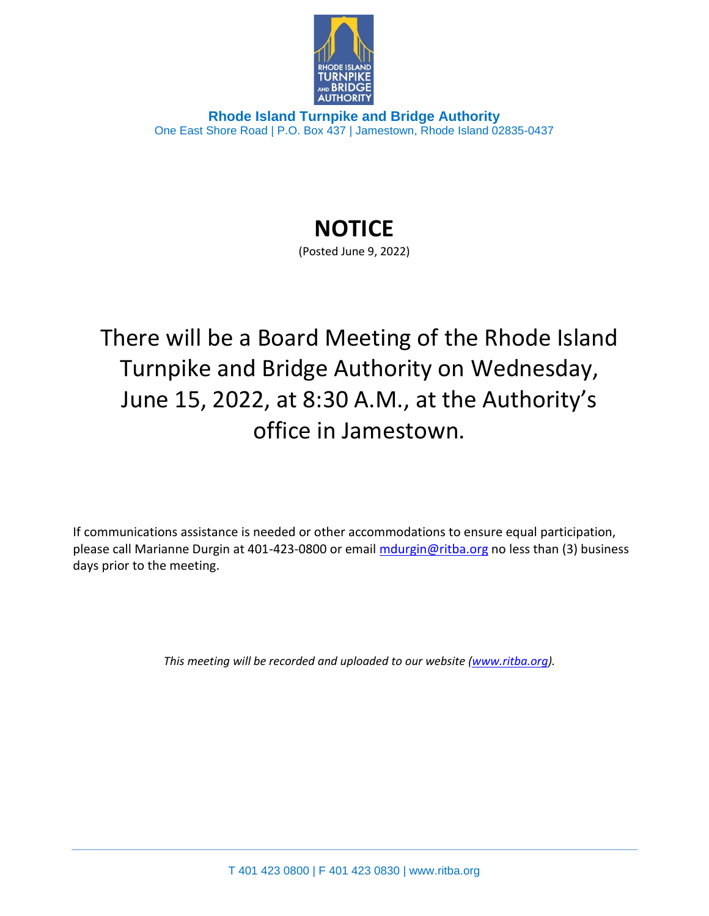**Rhode Island Turnpike and Bridge Authority**
One East Shore Road | P.O. Box 437 | Jamestown, Rhode Island 02835-0437

# NOTICE

(Posted June 9, 2022)

There will be a Board Meeting of the Rhode Island Turnpike and Bridge Authority on Wednesday, June 15, 2022, at 8:30 A.M., at the Authority's office in Jamestown.

If communications assistance is needed or other accommodations to ensure equal participation, please call Marianne Durgin at 401-423-0800 or email mdurgin@ritba.org no less than (3) business days prior to the meeting.

*This meeting will be recorded and uploaded to our website (www.ritba.org).*

T 401 423 0800 | F 401 423 0830 | www.ritba.org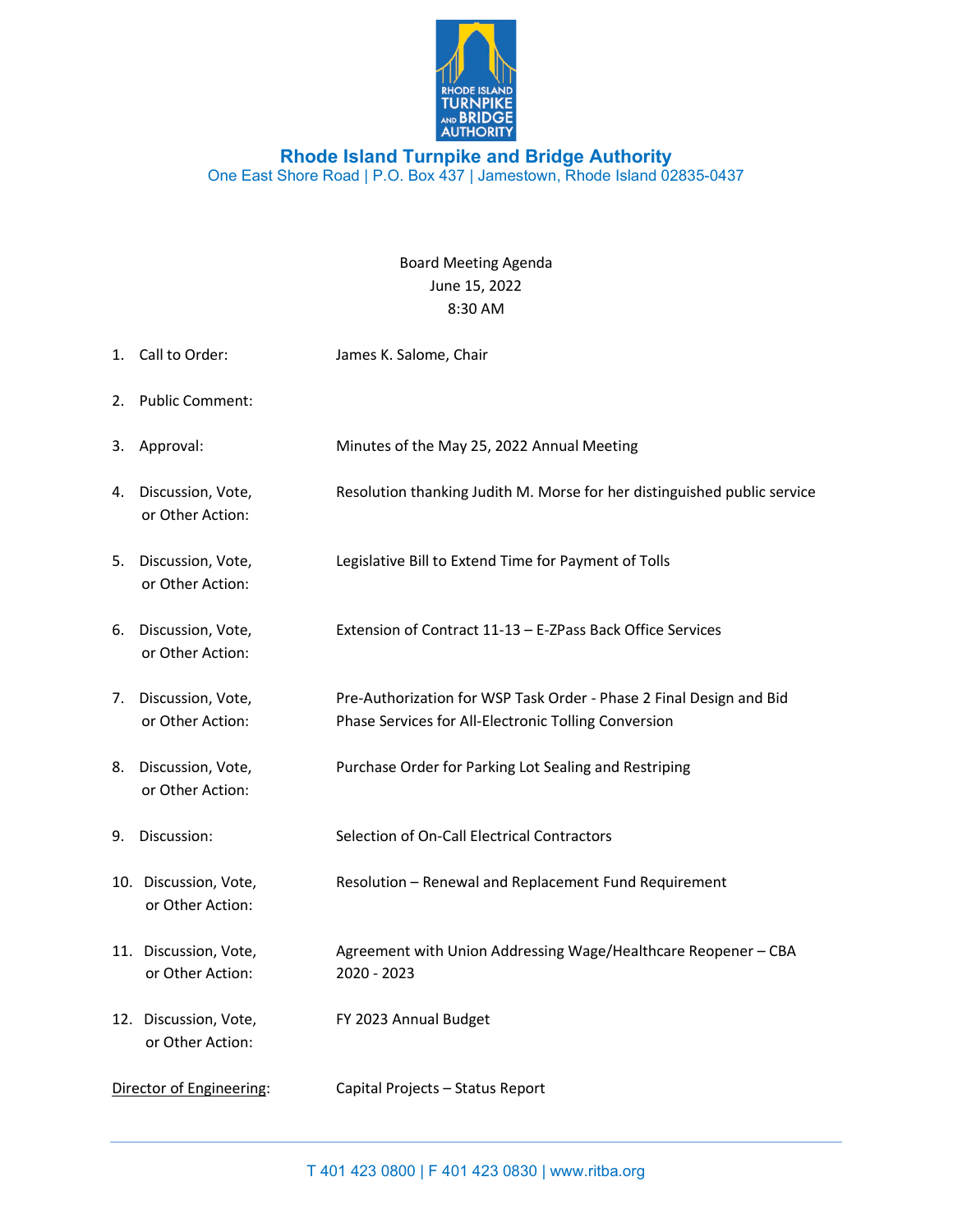# Rhode Island Turnpike and Bridge Authority

One East Shore Road | P.O. Box 437 | Jamestown, Rhode Island 02835-0437

Board Meeting Agenda
June 15, 2022
8:30 AM

1. Call to Order: James K. Salome, Chair
2. Public Comment:
3. Approval: Minutes of the May 25, 2022 Annual Meeting
4. Discussion, Vote, or Other Action: Resolution thanking Judith M. Morse for her distinguished public service
5. Discussion, Vote, or Other Action: Legislative Bill to Extend Time for Payment of Tolls
6. Discussion, Vote, or Other Action: Extension of Contract 11-13 – E-ZPass Back Office Services
7. Discussion, Vote, or Other Action: Pre-Authorization for WSP Task Order - Phase 2 Final Design and Bid Phase Services for All-Electronic Tolling Conversion
8. Discussion, Vote, or Other Action: Purchase Order for Parking Lot Sealing and Restriping
9. Discussion: Selection of On-Call Electrical Contractors
10. Discussion, Vote, or Other Action: Resolution – Renewal and Replacement Fund Requirement
11. Discussion, Vote, or Other Action: Agreement with Union Addressing Wage/Healthcare Reopener – CBA 2020 - 2023
12. Discussion, Vote, or Other Action: FY 2023 Annual Budget

Director of Engineering: Capital Projects – Status Report

T 401 423 0800 | F 401 423 0830 | www.ritba.org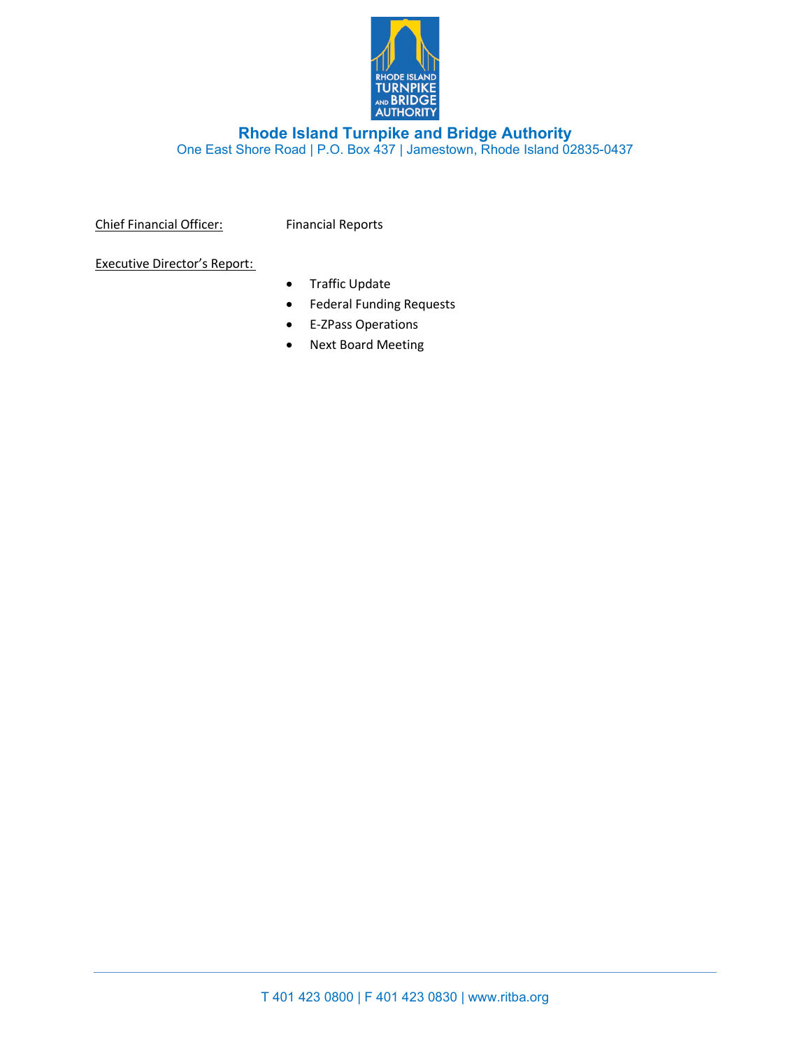**Rhode Island Turnpike and Bridge Authority**

One East Shore Road | P.O. Box 437 | Jamestown, Rhode Island 02835-0437

Chief Financial Officer: Financial Reports

Executive Director's Report:

- Traffic Update
- Federal Funding Requests
- E-ZPass Operations
- Next Board Meeting

T 401 423 0800 | F 401 423 0830 | www.ritba.org